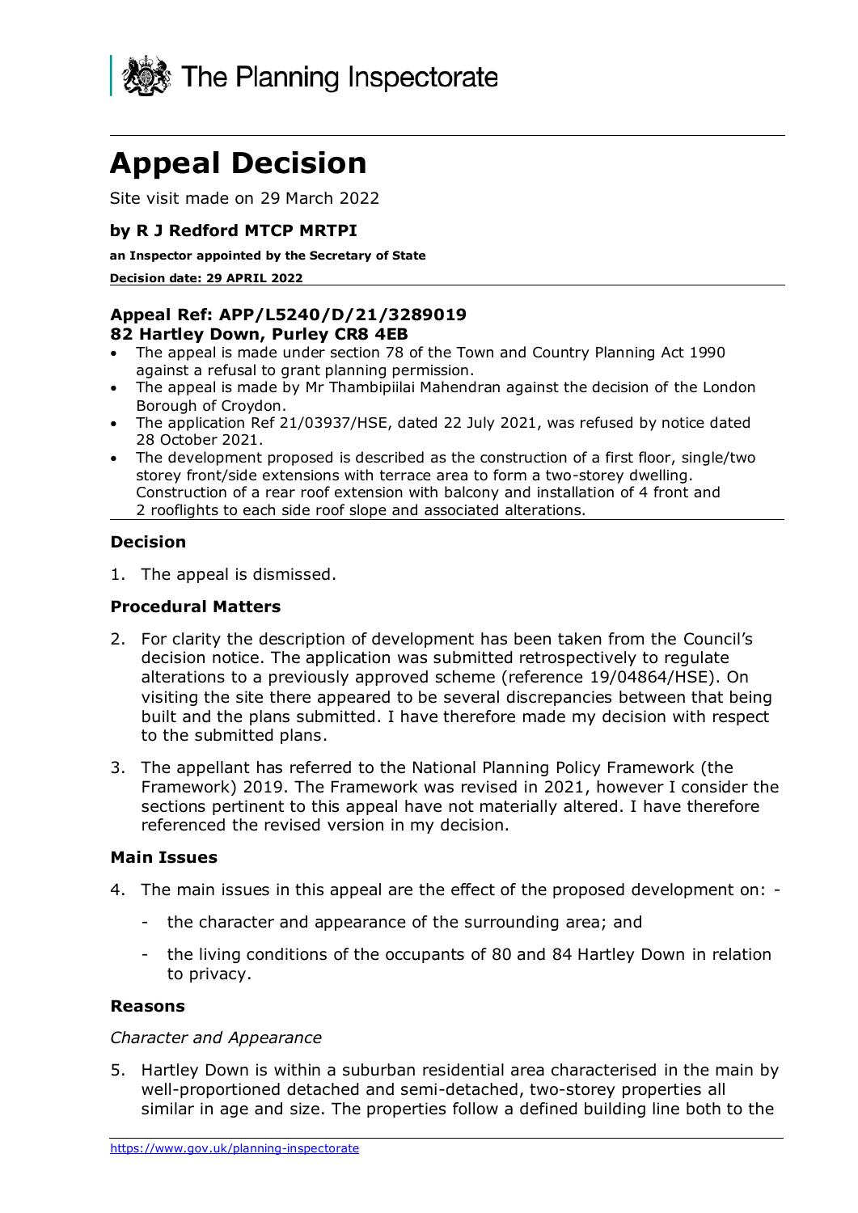The Planning Inspectorate

# Appeal Decision

Site visit made on 29 March 2022

**by R J Redford MTCP MRTPI**

**an Inspector appointed by the Secretary of State**

**Decision date: 29 APRIL 2022**

**Appeal Ref: APP/L5240/D/21/3289019**
**82 Hartley Down, Purley CR8 4EB**

- The appeal is made under section 78 of the Town and Country Planning Act 1990 against a refusal to grant planning permission.
- The appeal is made by Mr Thambipiilai Mahendran against the decision of the London Borough of Croydon.
- The application Ref 21/03937/HSE, dated 22 July 2021, was refused by notice dated 28 October 2021.
- The development proposed is described as the construction of a first floor, single/two storey front/side extensions with terrace area to form a two-storey dwelling. Construction of a rear roof extension with balcony and installation of 4 front and 2 rooflights to each side roof slope and associated alterations.

## Decision

1. The appeal is dismissed.

## Procedural Matters

2. For clarity the description of development has been taken from the Council's decision notice. The application was submitted retrospectively to regulate alterations to a previously approved scheme (reference 19/04864/HSE). On visiting the site there appeared to be several discrepancies between that being built and the plans submitted. I have therefore made my decision with respect to the submitted plans.

3. The appellant has referred to the National Planning Policy Framework (the Framework) 2019. The Framework was revised in 2021, however I consider the sections pertinent to this appeal have not materially altered. I have therefore referenced the revised version in my decision.

## Main Issues

4. The main issues in this appeal are the effect of the proposed development on: -

   - the character and appearance of the surrounding area; and
   - the living conditions of the occupants of 80 and 84 Hartley Down in relation to privacy.

## Reasons

*Character and Appearance*

5. Hartley Down is within a suburban residential area characterised in the main by well-proportioned detached and semi-detached, two-storey properties all similar in age and size. The properties follow a defined building line both to the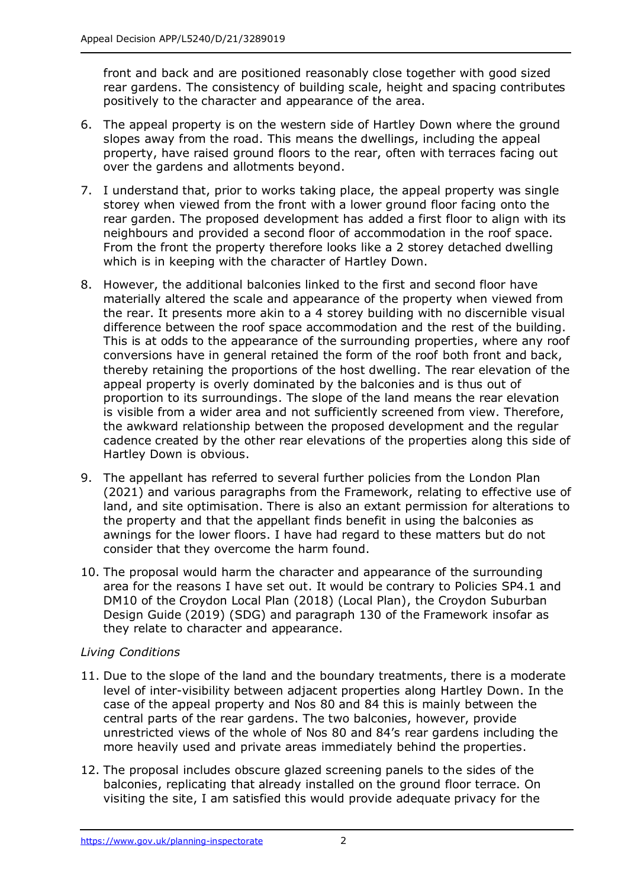front and back and are positioned reasonably close together with good sized rear gardens. The consistency of building scale, height and spacing contributes positively to the character and appearance of the area.

6. The appeal property is on the western side of Hartley Down where the ground slopes away from the road. This means the dwellings, including the appeal property, have raised ground floors to the rear, often with terraces facing out over the gardens and allotments beyond.

7. I understand that, prior to works taking place, the appeal property was single storey when viewed from the front with a lower ground floor facing onto the rear garden. The proposed development has added a first floor to align with its neighbours and provided a second floor of accommodation in the roof space. From the front the property therefore looks like a 2 storey detached dwelling which is in keeping with the character of Hartley Down.

8. However, the additional balconies linked to the first and second floor have materially altered the scale and appearance of the property when viewed from the rear. It presents more akin to a 4 storey building with no discernible visual difference between the roof space accommodation and the rest of the building. This is at odds to the appearance of the surrounding properties, where any roof conversions have in general retained the form of the roof both front and back, thereby retaining the proportions of the host dwelling. The rear elevation of the appeal property is overly dominated by the balconies and is thus out of proportion to its surroundings. The slope of the land means the rear elevation is visible from a wider area and not sufficiently screened from view. Therefore, the awkward relationship between the proposed development and the regular cadence created by the other rear elevations of the properties along this side of Hartley Down is obvious.

9. The appellant has referred to several further policies from the London Plan (2021) and various paragraphs from the Framework, relating to effective use of land, and site optimisation. There is also an extant permission for alterations to the property and that the appellant finds benefit in using the balconies as awnings for the lower floors. I have had regard to these matters but do not consider that they overcome the harm found.

10. The proposal would harm the character and appearance of the surrounding area for the reasons I have set out. It would be contrary to Policies SP4.1 and DM10 of the Croydon Local Plan (2018) (Local Plan), the Croydon Suburban Design Guide (2019) (SDG) and paragraph 130 of the Framework insofar as they relate to character and appearance.

*Living Conditions*

11. Due to the slope of the land and the boundary treatments, there is a moderate level of inter-visibility between adjacent properties along Hartley Down. In the case of the appeal property and Nos 80 and 84 this is mainly between the central parts of the rear gardens. The two balconies, however, provide unrestricted views of the whole of Nos 80 and 84's rear gardens including the more heavily used and private areas immediately behind the properties.

12. The proposal includes obscure glazed screening panels to the sides of the balconies, replicating that already installed on the ground floor terrace. On visiting the site, I am satisfied this would provide adequate privacy for the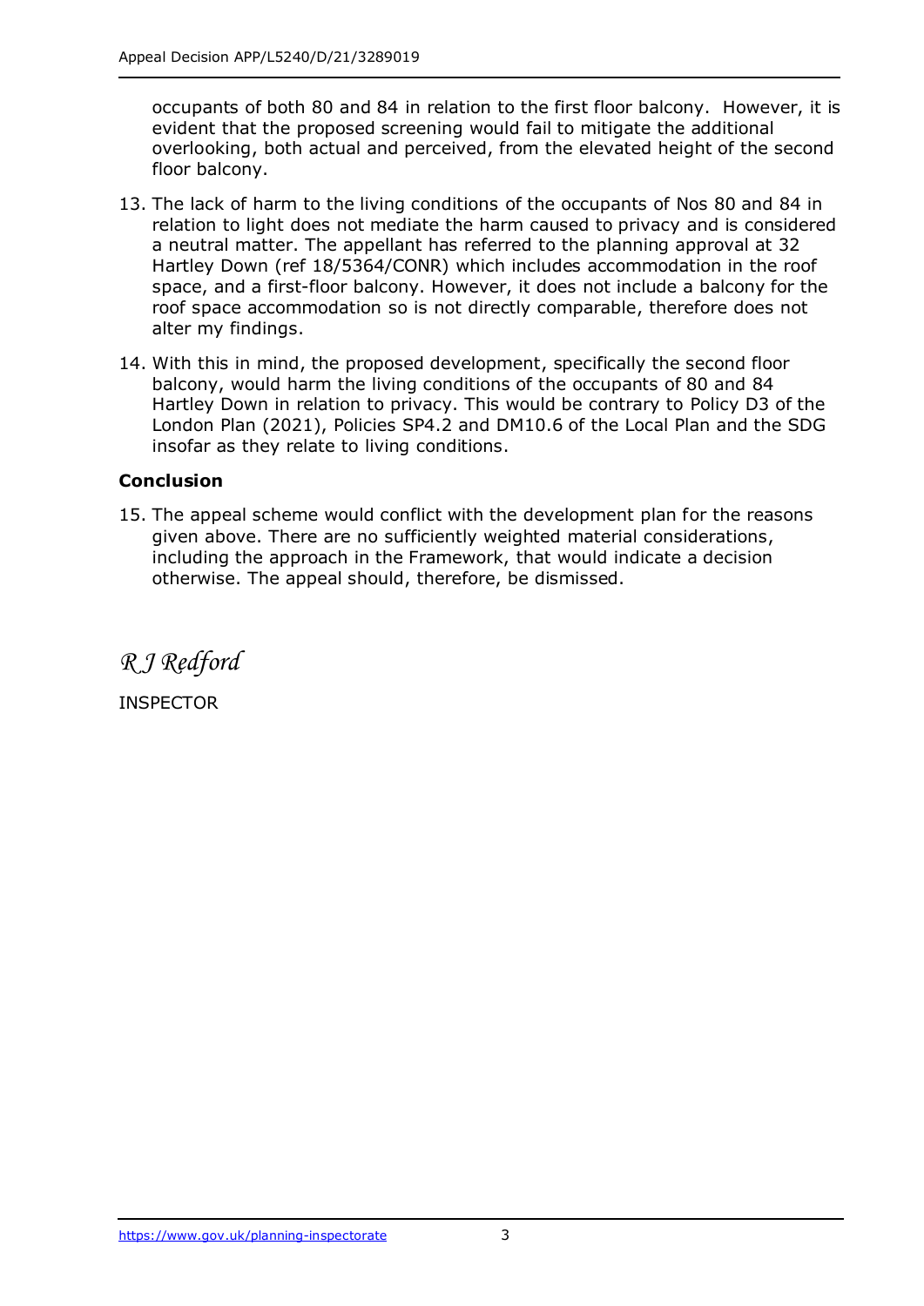occupants of both 80 and 84 in relation to the first floor balcony. However, it is evident that the proposed screening would fail to mitigate the additional overlooking, both actual and perceived, from the elevated height of the second floor balcony.

13. The lack of harm to the living conditions of the occupants of Nos 80 and 84 in relation to light does not mediate the harm caused to privacy and is considered a neutral matter. The appellant has referred to the planning approval at 32 Hartley Down (ref 18/5364/CONR) which includes accommodation in the roof space, and a first-floor balcony. However, it does not include a balcony for the roof space accommodation so is not directly comparable, therefore does not alter my findings.

14. With this in mind, the proposed development, specifically the second floor balcony, would harm the living conditions of the occupants of 80 and 84 Hartley Down in relation to privacy. This would be contrary to Policy D3 of the London Plan (2021), Policies SP4.2 and DM10.6 of the Local Plan and the SDG insofar as they relate to living conditions.

### Conclusion

15. The appeal scheme would conflict with the development plan for the reasons given above. There are no sufficiently weighted material considerations, including the approach in the Framework, that would indicate a decision otherwise. The appeal should, therefore, be dismissed.

*R J Redford*

INSPECTOR